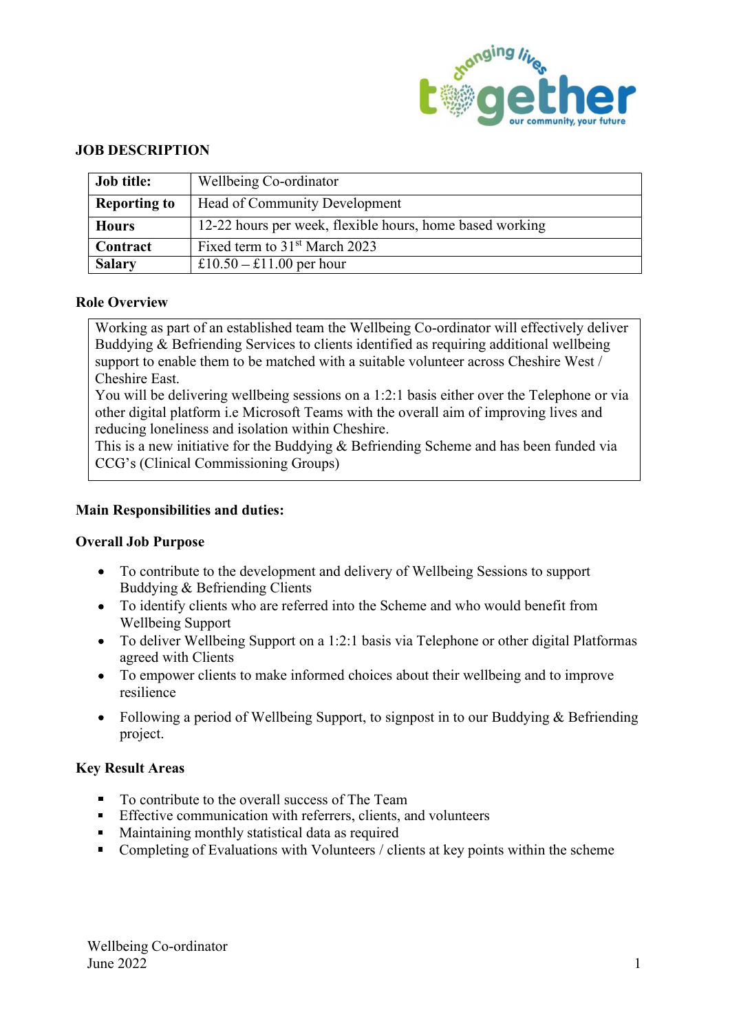## JOB DESCRIPTION

| Job title: | Wellbeing Co-ordinator |
|---|---|
| Reporting to | Head of Community Development |
| Hours | 12-22 hours per week, flexible hours, home based working |
| Contract | Fixed term to 31st March 2023 |
| Salary | £10.50 – £11.00 per hour |

### Role Overview

Working as part of an established team the Wellbeing Co-ordinator will effectively deliver Buddying & Befriending Services to clients identified as requiring additional wellbeing support to enable them to be matched with a suitable volunteer across Cheshire West / Cheshire East.
You will be delivering wellbeing sessions on a 1:2:1 basis either over the Telephone or via other digital platform i.e Microsoft Teams with the overall aim of improving lives and reducing loneliness and isolation within Cheshire.
This is a new initiative for the Buddying & Befriending Scheme and has been funded via CCG's (Clinical Commissioning Groups)

### Main Responsibilities and duties:

**Overall Job Purpose**

- To contribute to the development and delivery of Wellbeing Sessions to support Buddying & Befriending Clients
- To identify clients who are referred into the Scheme and who would benefit from Wellbeing Support
- To deliver Wellbeing Support on a 1:2:1 basis via Telephone or other digital Platformas agreed with Clients
- To empower clients to make informed choices about their wellbeing and to improve resilience
- Following a period of Wellbeing Support, to signpost in to our Buddying & Befriending project.

**Key Result Areas**

- To contribute to the overall success of The Team
- Effective communication with referrers, clients, and volunteers
- Maintaining monthly statistical data as required
- Completing of Evaluations with Volunteers / clients at key points within the scheme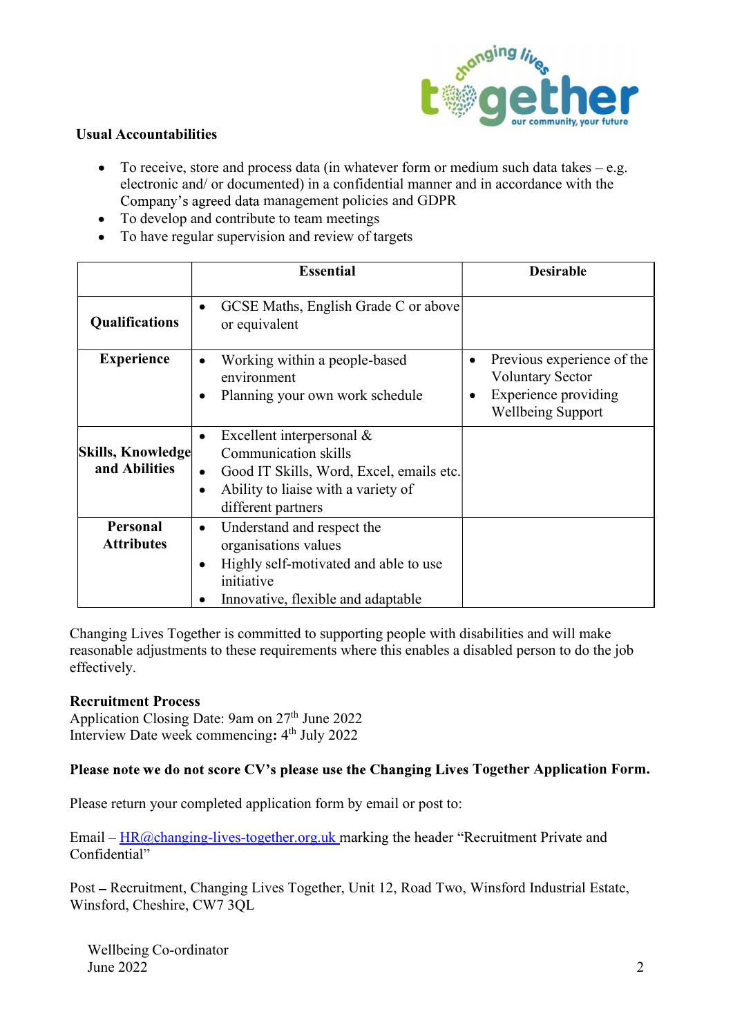**Usual Accountabilities**

- To receive, store and process data (in whatever form or medium such data takes – e.g. electronic and/ or documented) in a confidential manner and in accordance with the Company's agreed data management policies and GDPR
- To develop and contribute to team meetings
- To have regular supervision and review of targets

| | Essential | Desirable |
|---|---|---|
| **Qualifications** | • GCSE Maths, English Grade C or above or equivalent | |
| **Experience** | • Working within a people-based environment<br>• Planning your own work schedule | • Previous experience of the Voluntary Sector<br>• Experience providing Wellbeing Support |
| **Skills, Knowledge and Abilities** | • Excellent interpersonal & Communication skills<br>• Good IT Skills, Word, Excel, emails etc.<br>• Ability to liaise with a variety of different partners | |
| **Personal Attributes** | • Understand and respect the organisations values<br>• Highly self-motivated and able to use initiative<br>• Innovative, flexible and adaptable | |

Changing Lives Together is committed to supporting people with disabilities and will make reasonable adjustments to these requirements where this enables a disabled person to do the job effectively.

**Recruitment Process**
Application Closing Date: 9am on 27th June 2022
Interview Date week commencing**:** 4th July 2022

**Please note we do not score CV's please use the Changing Lives Together Application Form.**

Please return your completed application form by email or post to:

Email – HR@changing-lives-together.org.uk marking the header "Recruitment Private and Confidential"

Post – Recruitment, Changing Lives Together, Unit 12, Road Two, Winsford Industrial Estate, Winsford, Cheshire, CW7 3QL